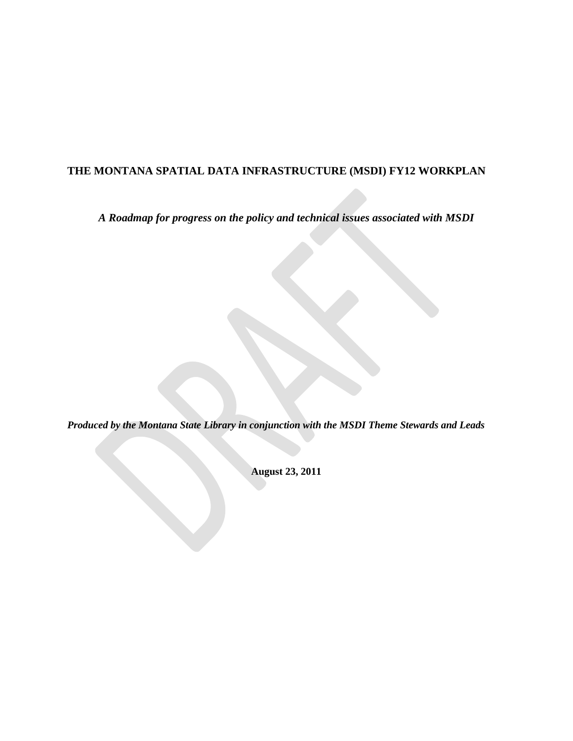# THE MONTANA SPATIAL DATA INFRASTRUCTURE (MSDI) FY12 WORKPLAN

***A Roadmap for progress on the policy and technical issues associated with MSDI***

***Produced by the Montana State Library in conjunction with the MSDI Theme Stewards and Leads***

**August 23, 2011**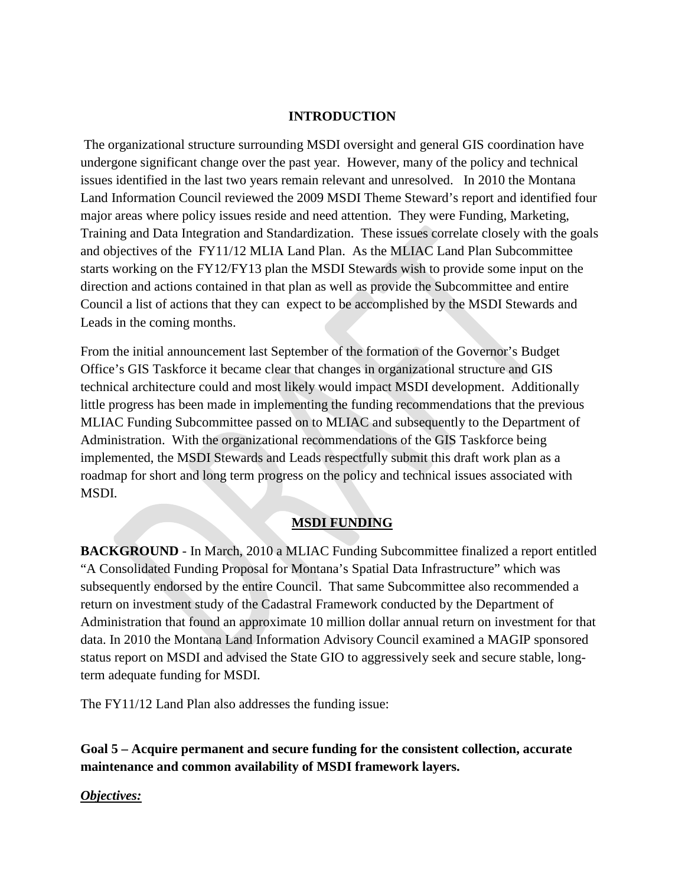## INTRODUCTION

The organizational structure surrounding MSDI oversight and general GIS coordination have undergone significant change over the past year. However, many of the policy and technical issues identified in the last two years remain relevant and unresolved. In 2010 the Montana Land Information Council reviewed the 2009 MSDI Theme Steward's report and identified four major areas where policy issues reside and need attention. They were Funding, Marketing, Training and Data Integration and Standardization. These issues correlate closely with the goals and objectives of the FY11/12 MLIA Land Plan. As the MLIAC Land Plan Subcommittee starts working on the FY12/FY13 plan the MSDI Stewards wish to provide some input on the direction and actions contained in that plan as well as provide the Subcommittee and entire Council a list of actions that they can expect to be accomplished by the MSDI Stewards and Leads in the coming months.

From the initial announcement last September of the formation of the Governor's Budget Office's GIS Taskforce it became clear that changes in organizational structure and GIS technical architecture could and most likely would impact MSDI development. Additionally little progress has been made in implementing the funding recommendations that the previous MLIAC Funding Subcommittee passed on to MLIAC and subsequently to the Department of Administration. With the organizational recommendations of the GIS Taskforce being implemented, the MSDI Stewards and Leads respectfully submit this draft work plan as a roadmap for short and long term progress on the policy and technical issues associated with MSDI.

## MSDI FUNDING

**BACKGROUND** - In March, 2010 a MLIAC Funding Subcommittee finalized a report entitled "A Consolidated Funding Proposal for Montana's Spatial Data Infrastructure" which was subsequently endorsed by the entire Council. That same Subcommittee also recommended a return on investment study of the Cadastral Framework conducted by the Department of Administration that found an approximate 10 million dollar annual return on investment for that data. In 2010 the Montana Land Information Advisory Council examined a MAGIP sponsored status report on MSDI and advised the State GIO to aggressively seek and secure stable, long-term adequate funding for MSDI.

The FY11/12 Land Plan also addresses the funding issue:

**Goal 5 – Acquire permanent and secure funding for the consistent collection, accurate maintenance and common availability of MSDI framework layers.**

***Objectives:***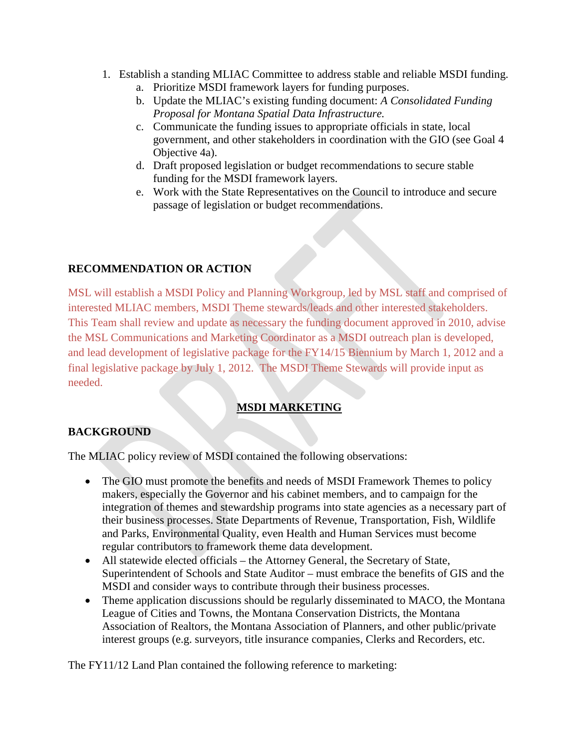1. Establish a standing MLIAC Committee to address stable and reliable MSDI funding.
    a. Prioritize MSDI framework layers for funding purposes.
    b. Update the MLIAC's existing funding document: *A Consolidated Funding Proposal for Montana Spatial Data Infrastructure.*
    c. Communicate the funding issues to appropriate officials in state, local government, and other stakeholders in coordination with the GIO (see Goal 4 Objective 4a).
    d. Draft proposed legislation or budget recommendations to secure stable funding for the MSDI framework layers.
    e. Work with the State Representatives on the Council to introduce and secure passage of legislation or budget recommendations.

**RECOMMENDATION OR ACTION**

MSL will establish a MSDI Policy and Planning Workgroup, led by MSL staff and comprised of interested MLIAC members, MSDI Theme stewards/leads and other interested stakeholders. This Team shall review and update as necessary the funding document approved in 2010, advise the MSL Communications and Marketing Coordinator as a MSDI outreach plan is developed, and lead development of legislative package for the FY14/15 Biennium by March 1, 2012 and a final legislative package by July 1, 2012. The MSDI Theme Stewards will provide input as needed.

## MSDI MARKETING

**BACKGROUND**

The MLIAC policy review of MSDI contained the following observations:

- The GIO must promote the benefits and needs of MSDI Framework Themes to policy makers, especially the Governor and his cabinet members, and to campaign for the integration of themes and stewardship programs into state agencies as a necessary part of their business processes. State Departments of Revenue, Transportation, Fish, Wildlife and Parks, Environmental Quality, even Health and Human Services must become regular contributors to framework theme data development.
- All statewide elected officials – the Attorney General, the Secretary of State, Superintendent of Schools and State Auditor – must embrace the benefits of GIS and the MSDI and consider ways to contribute through their business processes.
- Theme application discussions should be regularly disseminated to MACO, the Montana League of Cities and Towns, the Montana Conservation Districts, the Montana Association of Realtors, the Montana Association of Planners, and other public/private interest groups (e.g. surveyors, title insurance companies, Clerks and Recorders, etc.

The FY11/12 Land Plan contained the following reference to marketing: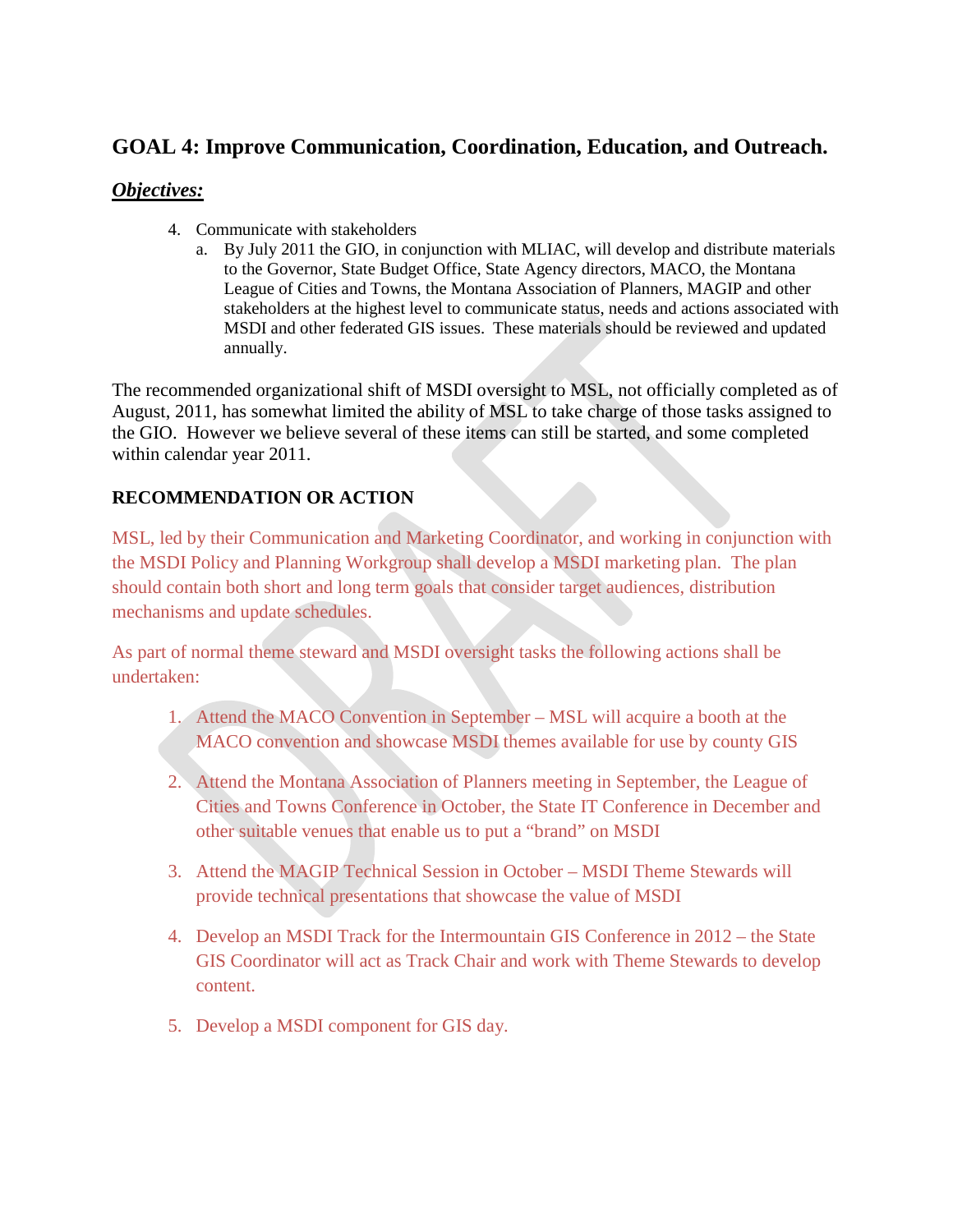## GOAL 4: Improve Communication, Coordination, Education, and Outreach.

***Objectives:***

4. Communicate with stakeholders
   a. By July 2011 the GIO, in conjunction with MLIAC, will develop and distribute materials to the Governor, State Budget Office, State Agency directors, MACO, the Montana League of Cities and Towns, the Montana Association of Planners, MAGIP and other stakeholders at the highest level to communicate status, needs and actions associated with MSDI and other federated GIS issues. These materials should be reviewed and updated annually.

The recommended organizational shift of MSDI oversight to MSL, not officially completed as of August, 2011, has somewhat limited the ability of MSL to take charge of those tasks assigned to the GIO. However we believe several of these items can still be started, and some completed within calendar year 2011.

**RECOMMENDATION OR ACTION**

MSL, led by their Communication and Marketing Coordinator, and working in conjunction with the MSDI Policy and Planning Workgroup shall develop a MSDI marketing plan. The plan should contain both short and long term goals that consider target audiences, distribution mechanisms and update schedules.

As part of normal theme steward and MSDI oversight tasks the following actions shall be undertaken:

1. Attend the MACO Convention in September – MSL will acquire a booth at the MACO convention and showcase MSDI themes available for use by county GIS
2. Attend the Montana Association of Planners meeting in September, the League of Cities and Towns Conference in October, the State IT Conference in December and other suitable venues that enable us to put a "brand" on MSDI
3. Attend the MAGIP Technical Session in October – MSDI Theme Stewards will provide technical presentations that showcase the value of MSDI
4. Develop an MSDI Track for the Intermountain GIS Conference in 2012 – the State GIS Coordinator will act as Track Chair and work with Theme Stewards to develop content.
5. Develop a MSDI component for GIS day.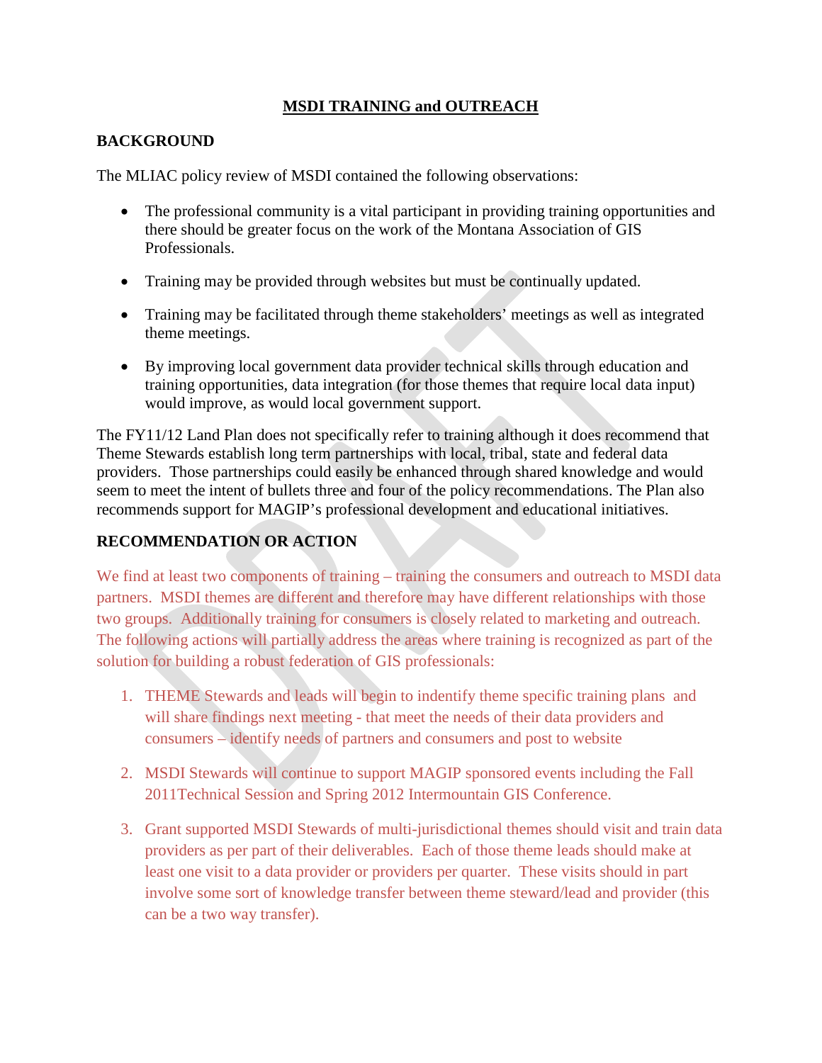## MSDI TRAINING and OUTREACH

### BACKGROUND

The MLIAC policy review of MSDI contained the following observations:

- The professional community is a vital participant in providing training opportunities and there should be greater focus on the work of the Montana Association of GIS Professionals.
- Training may be provided through websites but must be continually updated.
- Training may be facilitated through theme stakeholders' meetings as well as integrated theme meetings.
- By improving local government data provider technical skills through education and training opportunities, data integration (for those themes that require local data input) would improve, as would local government support.

The FY11/12 Land Plan does not specifically refer to training although it does recommend that Theme Stewards establish long term partnerships with local, tribal, state and federal data providers. Those partnerships could easily be enhanced through shared knowledge and would seem to meet the intent of bullets three and four of the policy recommendations. The Plan also recommends support for MAGIP's professional development and educational initiatives.

### RECOMMENDATION OR ACTION

We find at least two components of training – training the consumers and outreach to MSDI data partners. MSDI themes are different and therefore may have different relationships with those two groups. Additionally training for consumers is closely related to marketing and outreach. The following actions will partially address the areas where training is recognized as part of the solution for building a robust federation of GIS professionals:

1. THEME Stewards and leads will begin to indentify theme specific training plans and will share findings next meeting - that meet the needs of their data providers and consumers – identify needs of partners and consumers and post to website
2. MSDI Stewards will continue to support MAGIP sponsored events including the Fall 2011Technical Session and Spring 2012 Intermountain GIS Conference.
3. Grant supported MSDI Stewards of multi-jurisdictional themes should visit and train data providers as per part of their deliverables. Each of those theme leads should make at least one visit to a data provider or providers per quarter. These visits should in part involve some sort of knowledge transfer between theme steward/lead and provider (this can be a two way transfer).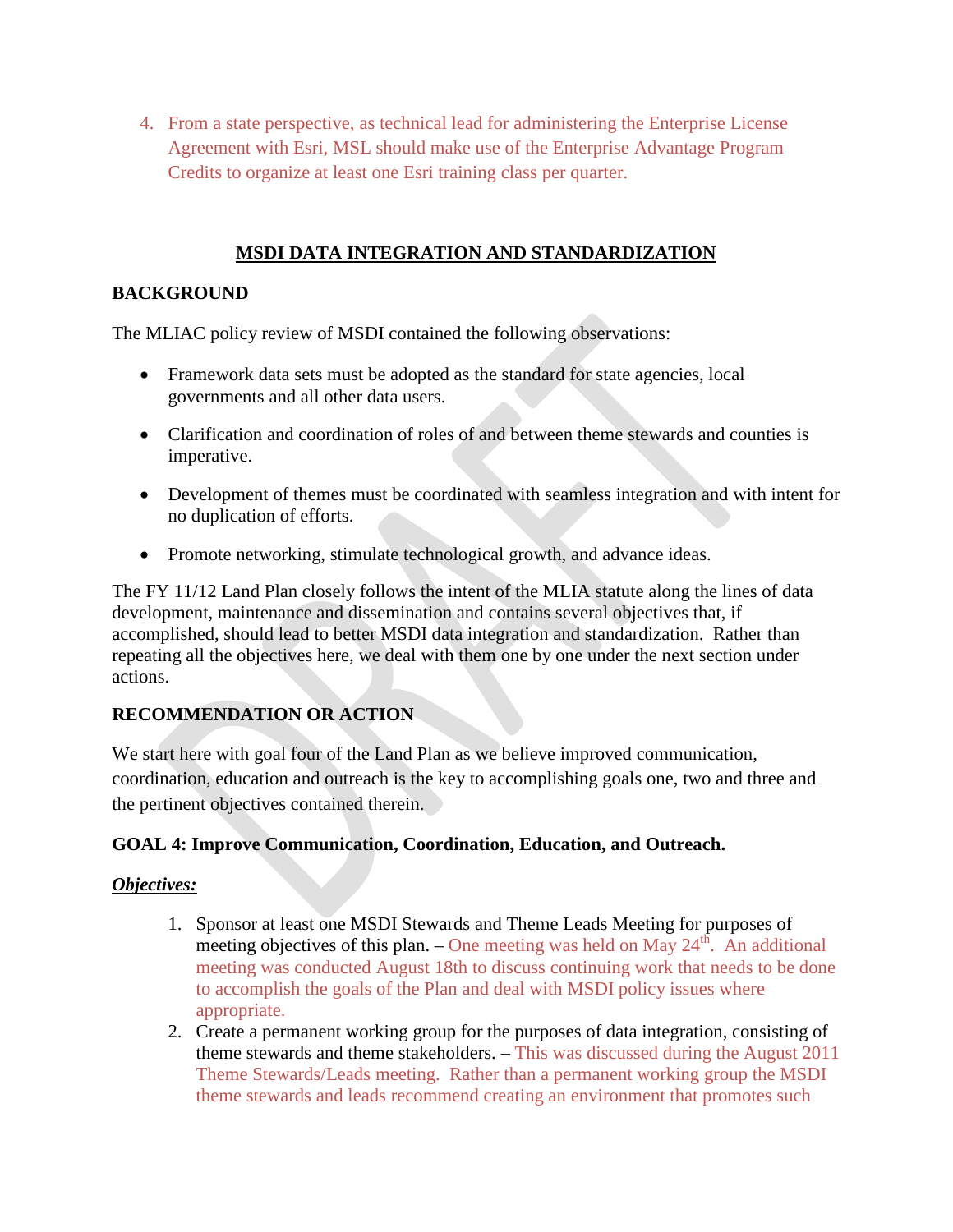4. From a state perspective, as technical lead for administering the Enterprise License Agreement with Esri, MSL should make use of the Enterprise Advantage Program Credits to organize at least one Esri training class per quarter.

## MSDI DATA INTEGRATION AND STANDARDIZATION

### BACKGROUND

The MLIAC policy review of MSDI contained the following observations:

- Framework data sets must be adopted as the standard for state agencies, local governments and all other data users.
- Clarification and coordination of roles of and between theme stewards and counties is imperative.
- Development of themes must be coordinated with seamless integration and with intent for no duplication of efforts.
- Promote networking, stimulate technological growth, and advance ideas.

The FY 11/12 Land Plan closely follows the intent of the MLIA statute along the lines of data development, maintenance and dissemination and contains several objectives that, if accomplished, should lead to better MSDI data integration and standardization. Rather than repeating all the objectives here, we deal with them one by one under the next section under actions.

### RECOMMENDATION OR ACTION

We start here with goal four of the Land Plan as we believe improved communication, coordination, education and outreach is the key to accomplishing goals one, two and three and the pertinent objectives contained therein.

### GOAL 4: Improve Communication, Coordination, Education, and Outreach.

***Objectives:***

1. Sponsor at least one MSDI Stewards and Theme Leads Meeting for purposes of meeting objectives of this plan. – One meeting was held on May 24th. An additional meeting was conducted August 18th to discuss continuing work that needs to be done to accomplish the goals of the Plan and deal with MSDI policy issues where appropriate.
2. Create a permanent working group for the purposes of data integration, consisting of theme stewards and theme stakeholders. – This was discussed during the August 2011 Theme Stewards/Leads meeting. Rather than a permanent working group the MSDI theme stewards and leads recommend creating an environment that promotes such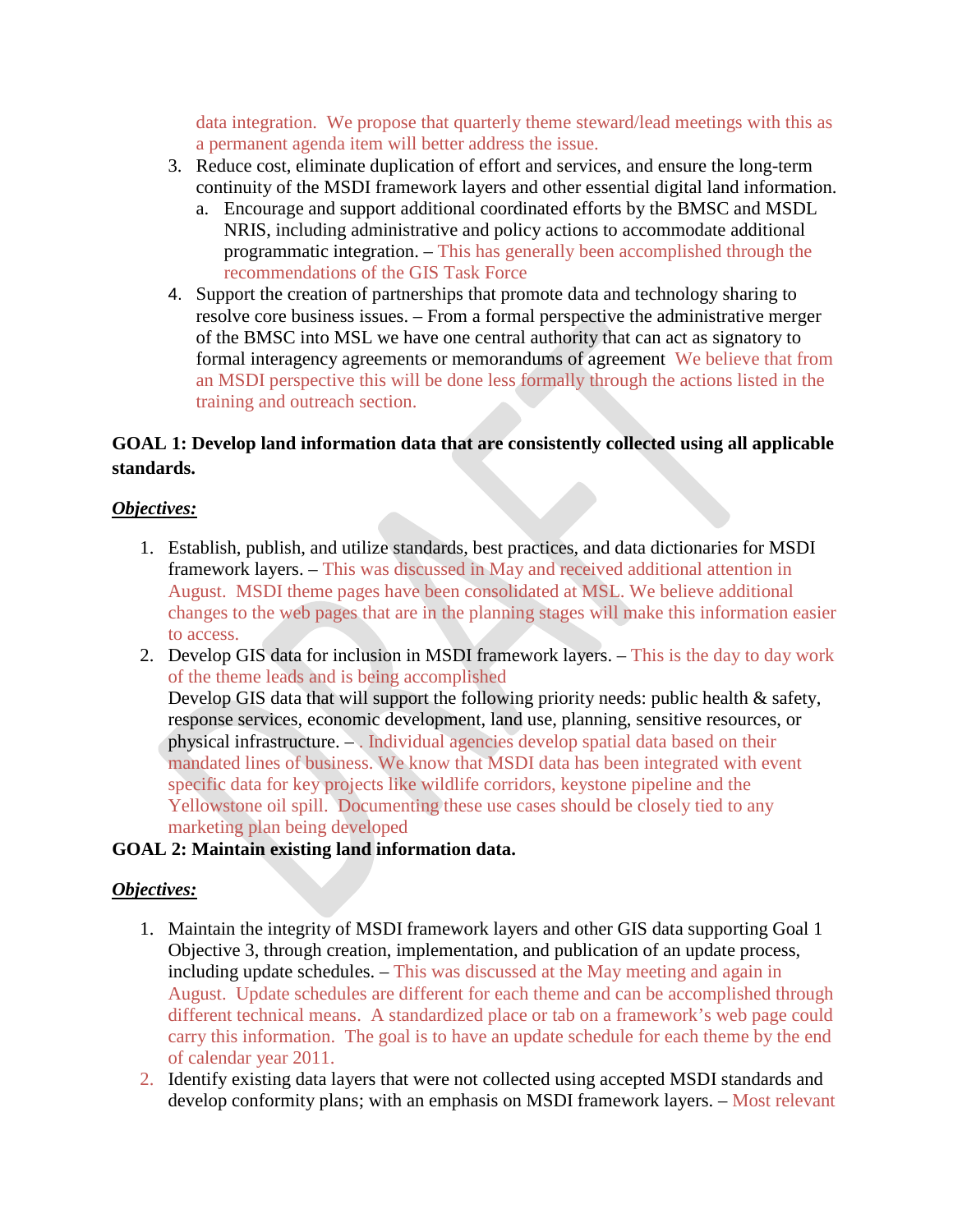data integration. We propose that quarterly theme steward/lead meetings with this as a permanent agenda item will better address the issue.

3. Reduce cost, eliminate duplication of effort and services, and ensure the long-term continuity of the MSDI framework layers and other essential digital land information.
   a. Encourage and support additional coordinated efforts by the BMSC and MSDL NRIS, including administrative and policy actions to accommodate additional programmatic integration. – This has generally been accomplished through the recommendations of the GIS Task Force
4. Support the creation of partnerships that promote data and technology sharing to resolve core business issues. – From a formal perspective the administrative merger of the BMSC into MSL we have one central authority that can act as signatory to formal interagency agreements or memorandums of agreement We believe that from an MSDI perspective this will be done less formally through the actions listed in the training and outreach section.

**GOAL 1: Develop land information data that are consistently collected using all applicable standards.**

***Objectives:***

1. Establish, publish, and utilize standards, best practices, and data dictionaries for MSDI framework layers. – This was discussed in May and received additional attention in August. MSDI theme pages have been consolidated at MSL. We believe additional changes to the web pages that are in the planning stages will make this information easier to access.
2. Develop GIS data for inclusion in MSDI framework layers. – This is the day to day work of the theme leads and is being accomplished
   Develop GIS data that will support the following priority needs: public health & safety, response services, economic development, land use, planning, sensitive resources, or physical infrastructure. – . Individual agencies develop spatial data based on their mandated lines of business. We know that MSDI data has been integrated with event specific data for key projects like wildlife corridors, keystone pipeline and the Yellowstone oil spill. Documenting these use cases should be closely tied to any marketing plan being developed

**GOAL 2: Maintain existing land information data.**

***Objectives:***

1. Maintain the integrity of MSDI framework layers and other GIS data supporting Goal 1 Objective 3, through creation, implementation, and publication of an update process, including update schedules. – This was discussed at the May meeting and again in August. Update schedules are different for each theme and can be accomplished through different technical means. A standardized place or tab on a framework's web page could carry this information. The goal is to have an update schedule for each theme by the end of calendar year 2011.
2. Identify existing data layers that were not collected using accepted MSDI standards and develop conformity plans; with an emphasis on MSDI framework layers. – Most relevant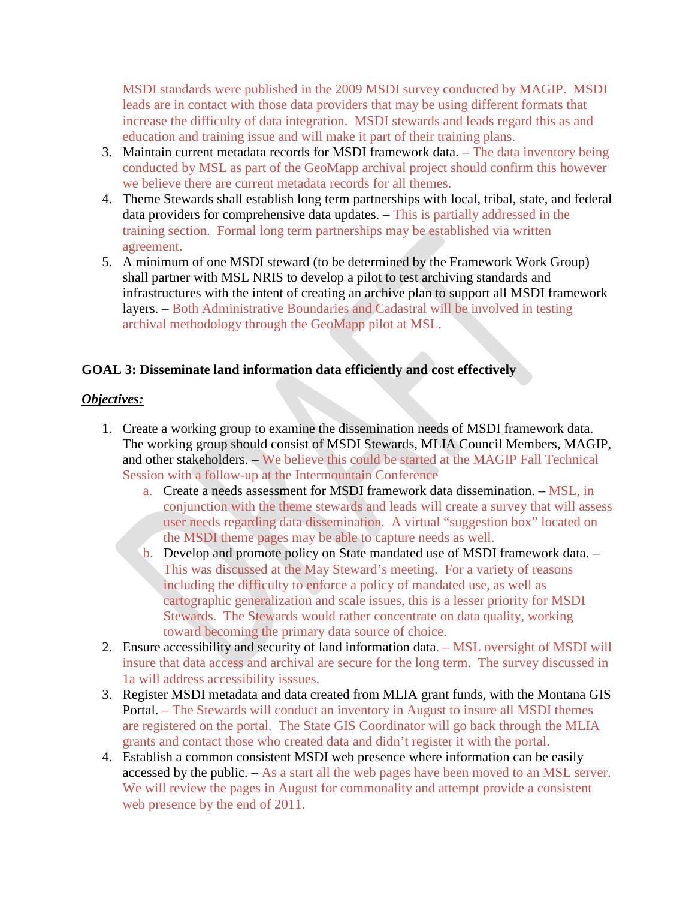MSDI standards were published in the 2009 MSDI survey conducted by MAGIP. MSDI leads are in contact with those data providers that may be using different formats that increase the difficulty of data integration. MSDI stewards and leads regard this as and education and training issue and will make it part of their training plans.

3. Maintain current metadata records for MSDI framework data. – The data inventory being conducted by MSL as part of the GeoMapp archival project should confirm this however we believe there are current metadata records for all themes.
4. Theme Stewards shall establish long term partnerships with local, tribal, state, and federal data providers for comprehensive data updates. – This is partially addressed in the training section. Formal long term partnerships may be established via written agreement.
5. A minimum of one MSDI steward (to be determined by the Framework Work Group) shall partner with MSL NRIS to develop a pilot to test archiving standards and infrastructures with the intent of creating an archive plan to support all MSDI framework layers. – Both Administrative Boundaries and Cadastral will be involved in testing archival methodology through the GeoMapp pilot at MSL.

**GOAL 3: Disseminate land information data efficiently and cost effectively**

***Objectives:***

1. Create a working group to examine the dissemination needs of MSDI framework data. The working group should consist of MSDI Stewards, MLIA Council Members, MAGIP, and other stakeholders. – We believe this could be started at the MAGIP Fall Technical Session with a follow-up at the Intermountain Conference
   a. Create a needs assessment for MSDI framework data dissemination. – MSL, in conjunction with the theme stewards and leads will create a survey that will assess user needs regarding data dissemination. A virtual "suggestion box" located on the MSDI theme pages may be able to capture needs as well.
   b. Develop and promote policy on State mandated use of MSDI framework data. – This was discussed at the May Steward's meeting. For a variety of reasons including the difficulty to enforce a policy of mandated use, as well as cartographic generalization and scale issues, this is a lesser priority for MSDI Stewards. The Stewards would rather concentrate on data quality, working toward becoming the primary data source of choice.
2. Ensure accessibility and security of land information data. – MSL oversight of MSDI will insure that data access and archival are secure for the long term. The survey discussed in 1a will address accessibility isssues.
3. Register MSDI metadata and data created from MLIA grant funds, with the Montana GIS Portal. – The Stewards will conduct an inventory in August to insure all MSDI themes are registered on the portal. The State GIS Coordinator will go back through the MLIA grants and contact those who created data and didn't register it with the portal.
4. Establish a common consistent MSDI web presence where information can be easily accessed by the public. – As a start all the web pages have been moved to an MSL server. We will review the pages in August for commonality and attempt provide a consistent web presence by the end of 2011.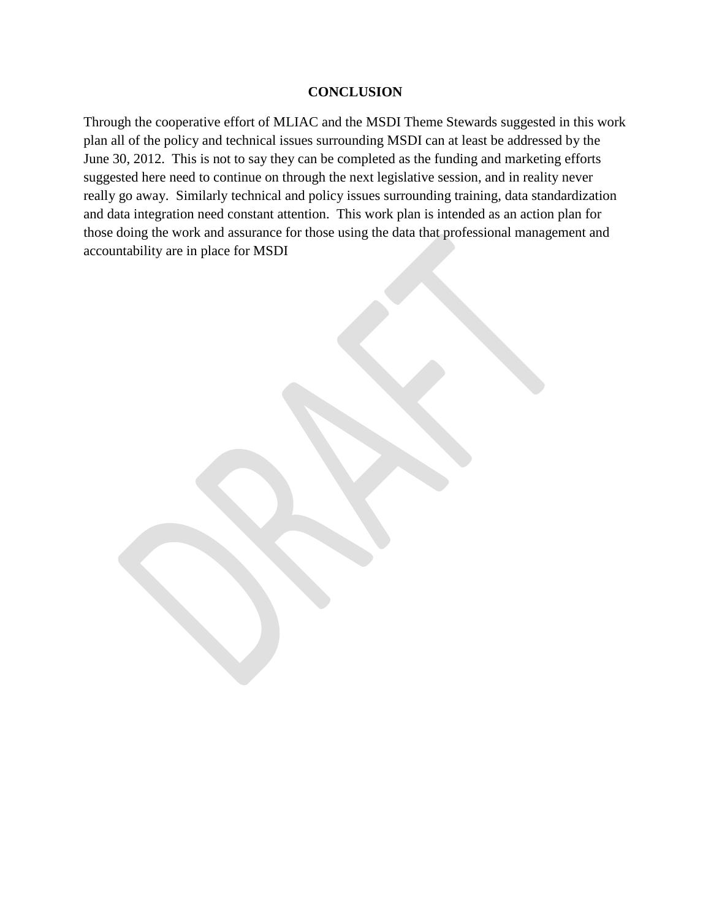## CONCLUSION

Through the cooperative effort of MLIAC and the MSDI Theme Stewards suggested in this work plan all of the policy and technical issues surrounding MSDI can at least be addressed by the June 30, 2012. This is not to say they can be completed as the funding and marketing efforts suggested here need to continue on through the next legislative session, and in reality never really go away. Similarly technical and policy issues surrounding training, data standardization and data integration need constant attention. This work plan is intended as an action plan for those doing the work and assurance for those using the data that professional management and accountability are in place for MSDI